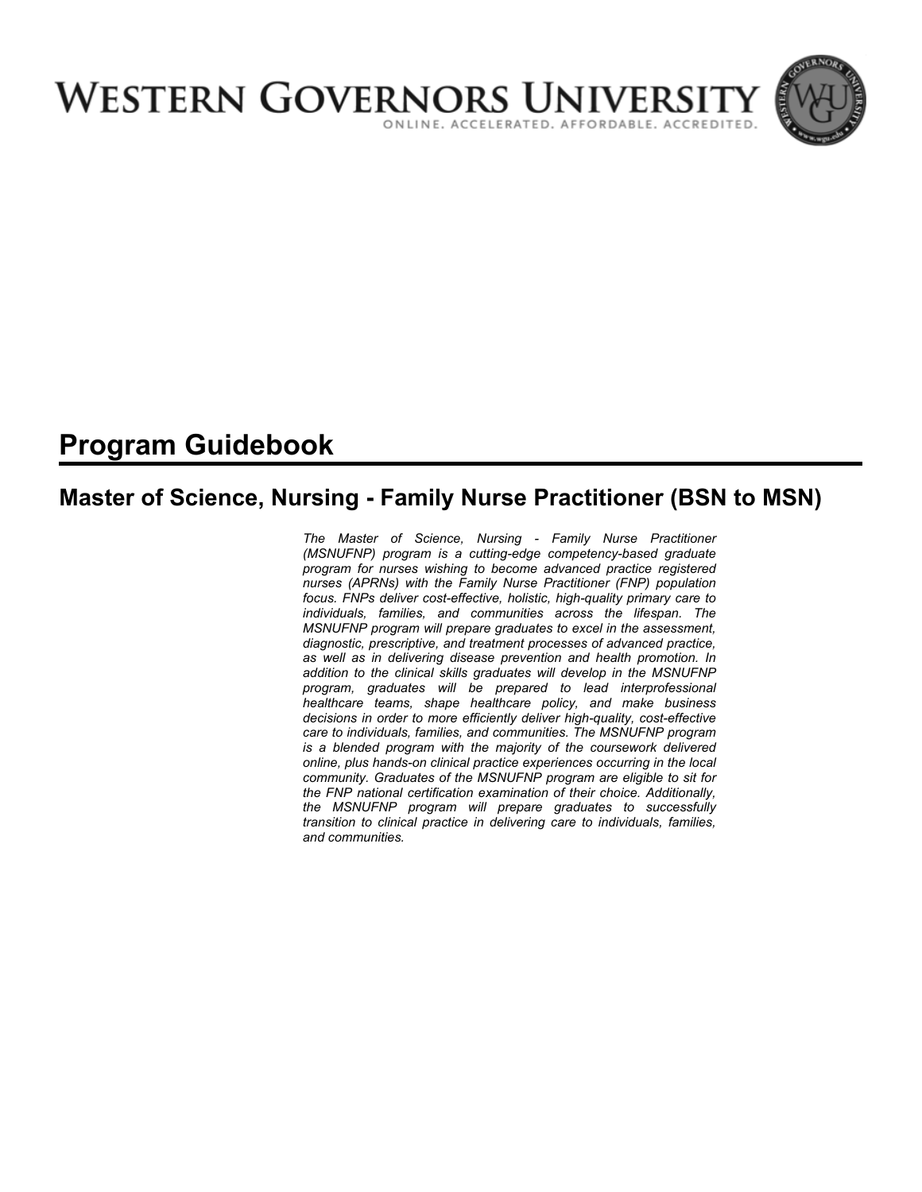# WESTERN GOVERNORS UNIVERSITY

ONLINE. ACCELERATED. AFFORDABLE. ACCREDITED.

# Program Guidebook

## Master of Science, Nursing - Family Nurse Practitioner (BSN to MSN)

*The Master of Science, Nursing - Family Nurse Practitioner (MSNUFNP) program is a cutting-edge competency-based graduate program for nurses wishing to become advanced practice registered nurses (APRNs) with the Family Nurse Practitioner (FNP) population focus. FNPs deliver cost-effective, holistic, high-quality primary care to individuals, families, and communities across the lifespan. The MSNUFNP program will prepare graduates to excel in the assessment, diagnostic, prescriptive, and treatment processes of advanced practice, as well as in delivering disease prevention and health promotion. In addition to the clinical skills graduates will develop in the MSNUFNP program, graduates will be prepared to lead interprofessional healthcare teams, shape healthcare policy, and make business decisions in order to more efficiently deliver high-quality, cost-effective care to individuals, families, and communities. The MSNUFNP program is a blended program with the majority of the coursework delivered online, plus hands-on clinical practice experiences occurring in the local community. Graduates of the MSNUFNP program are eligible to sit for the FNP national certification examination of their choice. Additionally, the MSNUFNP program will prepare graduates to successfully transition to clinical practice in delivering care to individuals, families, and communities.*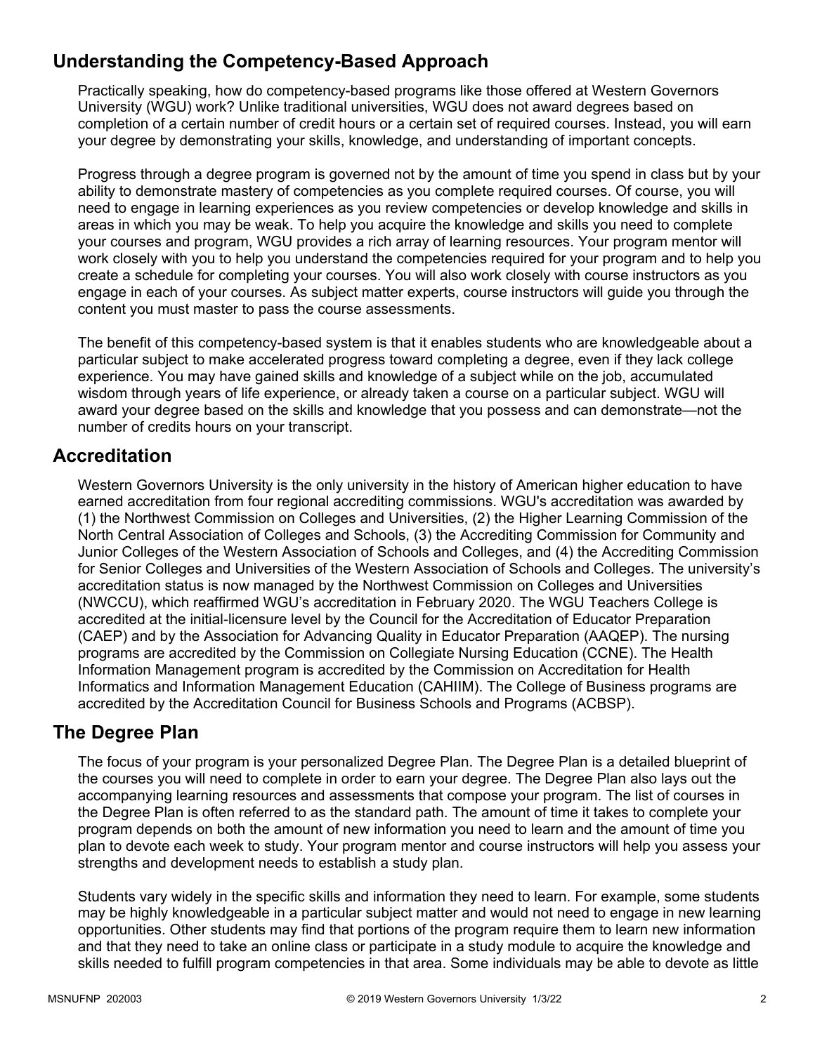## Understanding the Competency-Based Approach

Practically speaking, how do competency-based programs like those offered at Western Governors University (WGU) work? Unlike traditional universities, WGU does not award degrees based on completion of a certain number of credit hours or a certain set of required courses. Instead, you will earn your degree by demonstrating your skills, knowledge, and understanding of important concepts.

Progress through a degree program is governed not by the amount of time you spend in class but by your ability to demonstrate mastery of competencies as you complete required courses. Of course, you will need to engage in learning experiences as you review competencies or develop knowledge and skills in areas in which you may be weak. To help you acquire the knowledge and skills you need to complete your courses and program, WGU provides a rich array of learning resources. Your program mentor will work closely with you to help you understand the competencies required for your program and to help you create a schedule for completing your courses. You will also work closely with course instructors as you engage in each of your courses. As subject matter experts, course instructors will guide you through the content you must master to pass the course assessments.

The benefit of this competency-based system is that it enables students who are knowledgeable about a particular subject to make accelerated progress toward completing a degree, even if they lack college experience. You may have gained skills and knowledge of a subject while on the job, accumulated wisdom through years of life experience, or already taken a course on a particular subject. WGU will award your degree based on the skills and knowledge that you possess and can demonstrate—not the number of credits hours on your transcript.

## Accreditation

Western Governors University is the only university in the history of American higher education to have earned accreditation from four regional accrediting commissions. WGU's accreditation was awarded by (1) the Northwest Commission on Colleges and Universities, (2) the Higher Learning Commission of the North Central Association of Colleges and Schools, (3) the Accrediting Commission for Community and Junior Colleges of the Western Association of Schools and Colleges, and (4) the Accrediting Commission for Senior Colleges and Universities of the Western Association of Schools and Colleges. The university's accreditation status is now managed by the Northwest Commission on Colleges and Universities (NWCCU), which reaffirmed WGU's accreditation in February 2020. The WGU Teachers College is accredited at the initial-licensure level by the Council for the Accreditation of Educator Preparation (CAEP) and by the Association for Advancing Quality in Educator Preparation (AAQEP). The nursing programs are accredited by the Commission on Collegiate Nursing Education (CCNE). The Health Information Management program is accredited by the Commission on Accreditation for Health Informatics and Information Management Education (CAHIIM). The College of Business programs are accredited by the Accreditation Council for Business Schools and Programs (ACBSP).

## The Degree Plan

The focus of your program is your personalized Degree Plan. The Degree Plan is a detailed blueprint of the courses you will need to complete in order to earn your degree. The Degree Plan also lays out the accompanying learning resources and assessments that compose your program. The list of courses in the Degree Plan is often referred to as the standard path. The amount of time it takes to complete your program depends on both the amount of new information you need to learn and the amount of time you plan to devote each week to study. Your program mentor and course instructors will help you assess your strengths and development needs to establish a study plan.

Students vary widely in the specific skills and information they need to learn. For example, some students may be highly knowledgeable in a particular subject matter and would not need to engage in new learning opportunities. Other students may find that portions of the program require them to learn new information and that they need to take an online class or participate in a study module to acquire the knowledge and skills needed to fulfill program competencies in that area. Some individuals may be able to devote as little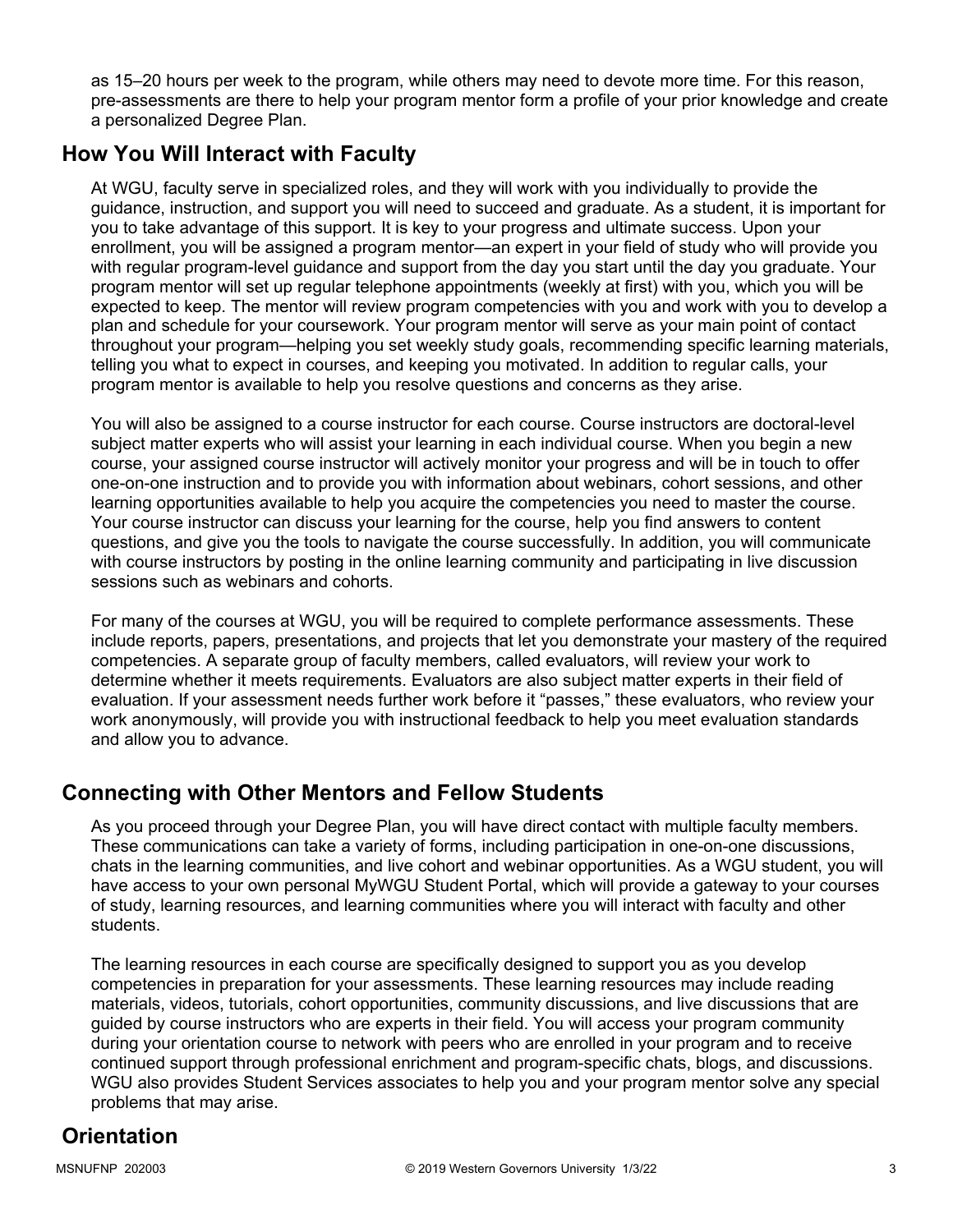as 15–20 hours per week to the program, while others may need to devote more time. For this reason, pre-assessments are there to help your program mentor form a profile of your prior knowledge and create a personalized Degree Plan.

## How You Will Interact with Faculty

At WGU, faculty serve in specialized roles, and they will work with you individually to provide the guidance, instruction, and support you will need to succeed and graduate. As a student, it is important for you to take advantage of this support. It is key to your progress and ultimate success. Upon your enrollment, you will be assigned a program mentor—an expert in your field of study who will provide you with regular program-level guidance and support from the day you start until the day you graduate. Your program mentor will set up regular telephone appointments (weekly at first) with you, which you will be expected to keep. The mentor will review program competencies with you and work with you to develop a plan and schedule for your coursework. Your program mentor will serve as your main point of contact throughout your program—helping you set weekly study goals, recommending specific learning materials, telling you what to expect in courses, and keeping you motivated. In addition to regular calls, your program mentor is available to help you resolve questions and concerns as they arise.

You will also be assigned to a course instructor for each course. Course instructors are doctoral-level subject matter experts who will assist your learning in each individual course. When you begin a new course, your assigned course instructor will actively monitor your progress and will be in touch to offer one-on-one instruction and to provide you with information about webinars, cohort sessions, and other learning opportunities available to help you acquire the competencies you need to master the course. Your course instructor can discuss your learning for the course, help you find answers to content questions, and give you the tools to navigate the course successfully. In addition, you will communicate with course instructors by posting in the online learning community and participating in live discussion sessions such as webinars and cohorts.

For many of the courses at WGU, you will be required to complete performance assessments. These include reports, papers, presentations, and projects that let you demonstrate your mastery of the required competencies. A separate group of faculty members, called evaluators, will review your work to determine whether it meets requirements. Evaluators are also subject matter experts in their field of evaluation. If your assessment needs further work before it "passes," these evaluators, who review your work anonymously, will provide you with instructional feedback to help you meet evaluation standards and allow you to advance.

## Connecting with Other Mentors and Fellow Students

As you proceed through your Degree Plan, you will have direct contact with multiple faculty members. These communications can take a variety of forms, including participation in one-on-one discussions, chats in the learning communities, and live cohort and webinar opportunities. As a WGU student, you will have access to your own personal MyWGU Student Portal, which will provide a gateway to your courses of study, learning resources, and learning communities where you will interact with faculty and other students.

The learning resources in each course are specifically designed to support you as you develop competencies in preparation for your assessments. These learning resources may include reading materials, videos, tutorials, cohort opportunities, community discussions, and live discussions that are guided by course instructors who are experts in their field. You will access your program community during your orientation course to network with peers who are enrolled in your program and to receive continued support through professional enrichment and program-specific chats, blogs, and discussions. WGU also provides Student Services associates to help you and your program mentor solve any special problems that may arise.

## Orientation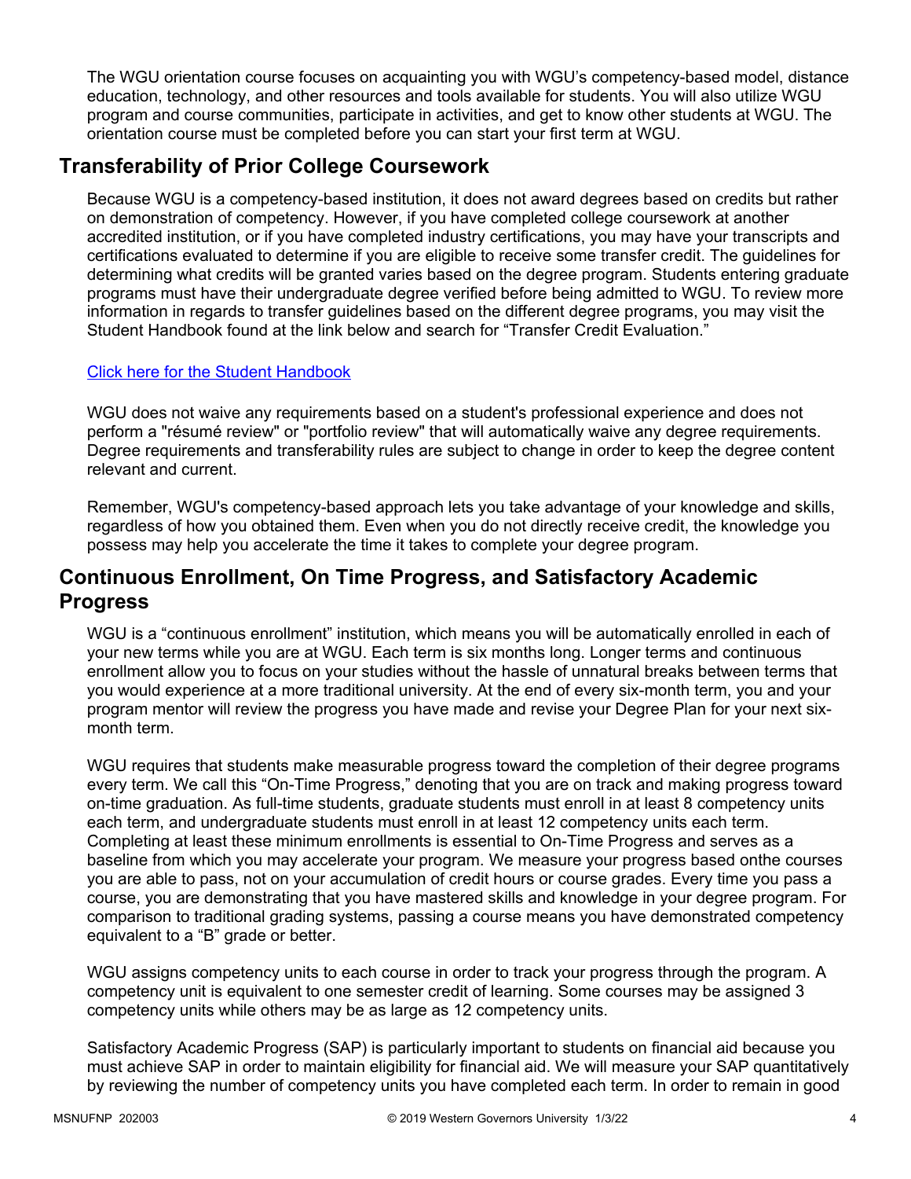The WGU orientation course focuses on acquainting you with WGU's competency-based model, distance education, technology, and other resources and tools available for students. You will also utilize WGU program and course communities, participate in activities, and get to know other students at WGU. The orientation course must be completed before you can start your first term at WGU.

## Transferability of Prior College Coursework

Because WGU is a competency-based institution, it does not award degrees based on credits but rather on demonstration of competency. However, if you have completed college coursework at another accredited institution, or if you have completed industry certifications, you may have your transcripts and certifications evaluated to determine if you are eligible to receive some transfer credit. The guidelines for determining what credits will be granted varies based on the degree program. Students entering graduate programs must have their undergraduate degree verified before being admitted to WGU. To review more information in regards to transfer guidelines based on the different degree programs, you may visit the Student Handbook found at the link below and search for "Transfer Credit Evaluation."

Click here for the Student Handbook

WGU does not waive any requirements based on a student's professional experience and does not perform a "résumé review" or "portfolio review" that will automatically waive any degree requirements. Degree requirements and transferability rules are subject to change in order to keep the degree content relevant and current.

Remember, WGU's competency-based approach lets you take advantage of your knowledge and skills, regardless of how you obtained them. Even when you do not directly receive credit, the knowledge you possess may help you accelerate the time it takes to complete your degree program.

## Continuous Enrollment, On Time Progress, and Satisfactory Academic Progress

WGU is a "continuous enrollment" institution, which means you will be automatically enrolled in each of your new terms while you are at WGU. Each term is six months long. Longer terms and continuous enrollment allow you to focus on your studies without the hassle of unnatural breaks between terms that you would experience at a more traditional university. At the end of every six-month term, you and your program mentor will review the progress you have made and revise your Degree Plan for your next six-month term.

WGU requires that students make measurable progress toward the completion of their degree programs every term. We call this "On-Time Progress," denoting that you are on track and making progress toward on-time graduation. As full-time students, graduate students must enroll in at least 8 competency units each term, and undergraduate students must enroll in at least 12 competency units each term. Completing at least these minimum enrollments is essential to On-Time Progress and serves as a baseline from which you may accelerate your program. We measure your progress based onthe courses you are able to pass, not on your accumulation of credit hours or course grades. Every time you pass a course, you are demonstrating that you have mastered skills and knowledge in your degree program. For comparison to traditional grading systems, passing a course means you have demonstrated competency equivalent to a "B" grade or better.

WGU assigns competency units to each course in order to track your progress through the program. A competency unit is equivalent to one semester credit of learning. Some courses may be assigned 3 competency units while others may be as large as 12 competency units.

Satisfactory Academic Progress (SAP) is particularly important to students on financial aid because you must achieve SAP in order to maintain eligibility for financial aid. We will measure your SAP quantitatively by reviewing the number of competency units you have completed each term. In order to remain in good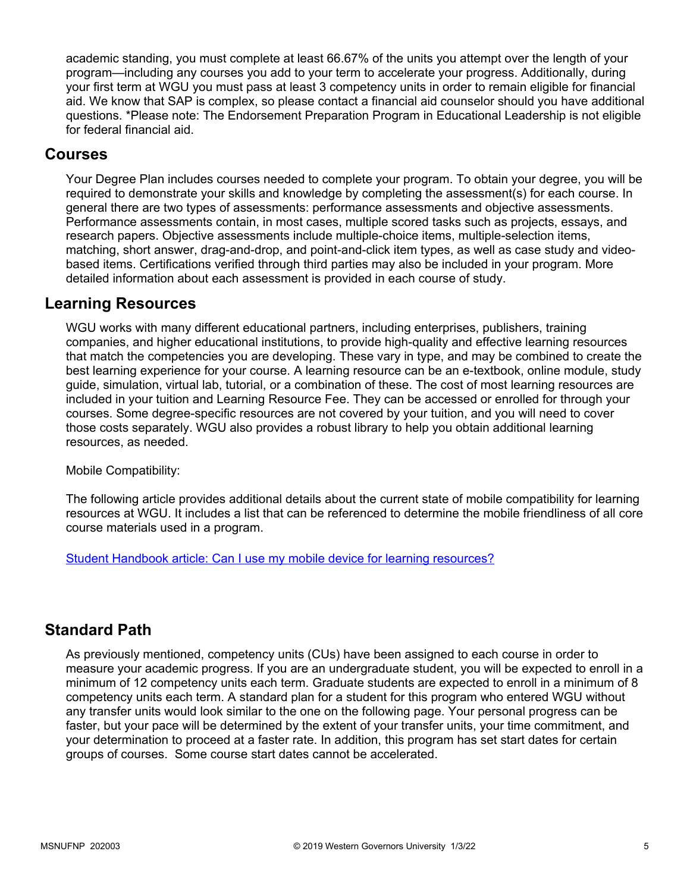academic standing, you must complete at least 66.67% of the units you attempt over the length of your program—including any courses you add to your term to accelerate your progress. Additionally, during your first term at WGU you must pass at least 3 competency units in order to remain eligible for financial aid. We know that SAP is complex, so please contact a financial aid counselor should you have additional questions. *Please note: The Endorsement Preparation Program in Educational Leadership is not eligible for federal financial aid.

## Courses

Your Degree Plan includes courses needed to complete your program. To obtain your degree, you will be required to demonstrate your skills and knowledge by completing the assessment(s) for each course. In general there are two types of assessments: performance assessments and objective assessments. Performance assessments contain, in most cases, multiple scored tasks such as projects, essays, and research papers. Objective assessments include multiple-choice items, multiple-selection items, matching, short answer, drag-and-drop, and point-and-click item types, as well as case study and video-based items. Certifications verified through third parties may also be included in your program. More detailed information about each assessment is provided in each course of study.

## Learning Resources

WGU works with many different educational partners, including enterprises, publishers, training companies, and higher educational institutions, to provide high-quality and effective learning resources that match the competencies you are developing. These vary in type, and may be combined to create the best learning experience for your course. A learning resource can be an e-textbook, online module, study guide, simulation, virtual lab, tutorial, or a combination of these. The cost of most learning resources are included in your tuition and Learning Resource Fee. They can be accessed or enrolled for through your courses. Some degree-specific resources are not covered by your tuition, and you will need to cover those costs separately. WGU also provides a robust library to help you obtain additional learning resources, as needed.

Mobile Compatibility:

The following article provides additional details about the current state of mobile compatibility for learning resources at WGU. It includes a list that can be referenced to determine the mobile friendliness of all core course materials used in a program.

Student Handbook article: Can I use my mobile device for learning resources?

## Standard Path

As previously mentioned, competency units (CUs) have been assigned to each course in order to measure your academic progress. If you are an undergraduate student, you will be expected to enroll in a minimum of 12 competency units each term. Graduate students are expected to enroll in a minimum of 8 competency units each term. A standard plan for a student for this program who entered WGU without any transfer units would look similar to the one on the following page. Your personal progress can be faster, but your pace will be determined by the extent of your transfer units, your time commitment, and your determination to proceed at a faster rate. In addition, this program has set start dates for certain groups of courses. Some course start dates cannot be accelerated.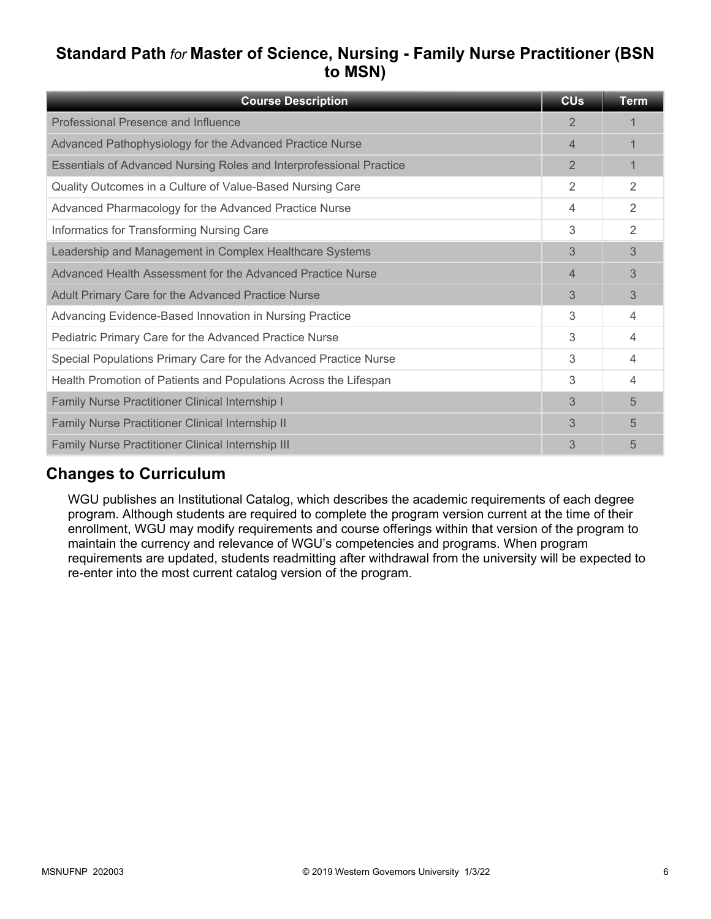## Standard Path *for* Master of Science, Nursing - Family Nurse Practitioner (BSN to MSN)

| Course Description | CUs | Term |
|---|---|---|
| Professional Presence and Influence | 2 | 1 |
| Advanced Pathophysiology for the Advanced Practice Nurse | 4 | 1 |
| Essentials of Advanced Nursing Roles and Interprofessional Practice | 2 | 1 |
| Quality Outcomes in a Culture of Value-Based Nursing Care | 2 | 2 |
| Advanced Pharmacology for the Advanced Practice Nurse | 4 | 2 |
| Informatics for Transforming Nursing Care | 3 | 2 |
| Leadership and Management in Complex Healthcare Systems | 3 | 3 |
| Advanced Health Assessment for the Advanced Practice Nurse | 4 | 3 |
| Adult Primary Care for the Advanced Practice Nurse | 3 | 3 |
| Advancing Evidence-Based Innovation in Nursing Practice | 3 | 4 |
| Pediatric Primary Care for the Advanced Practice Nurse | 3 | 4 |
| Special Populations Primary Care for the Advanced Practice Nurse | 3 | 4 |
| Health Promotion of Patients and Populations Across the Lifespan | 3 | 4 |
| Family Nurse Practitioner Clinical Internship I | 3 | 5 |
| Family Nurse Practitioner Clinical Internship II | 3 | 5 |
| Family Nurse Practitioner Clinical Internship III | 3 | 5 |

## Changes to Curriculum

WGU publishes an Institutional Catalog, which describes the academic requirements of each degree program. Although students are required to complete the program version current at the time of their enrollment, WGU may modify requirements and course offerings within that version of the program to maintain the currency and relevance of WGU's competencies and programs. When program requirements are updated, students readmitting after withdrawal from the university will be expected to re-enter into the most current catalog version of the program.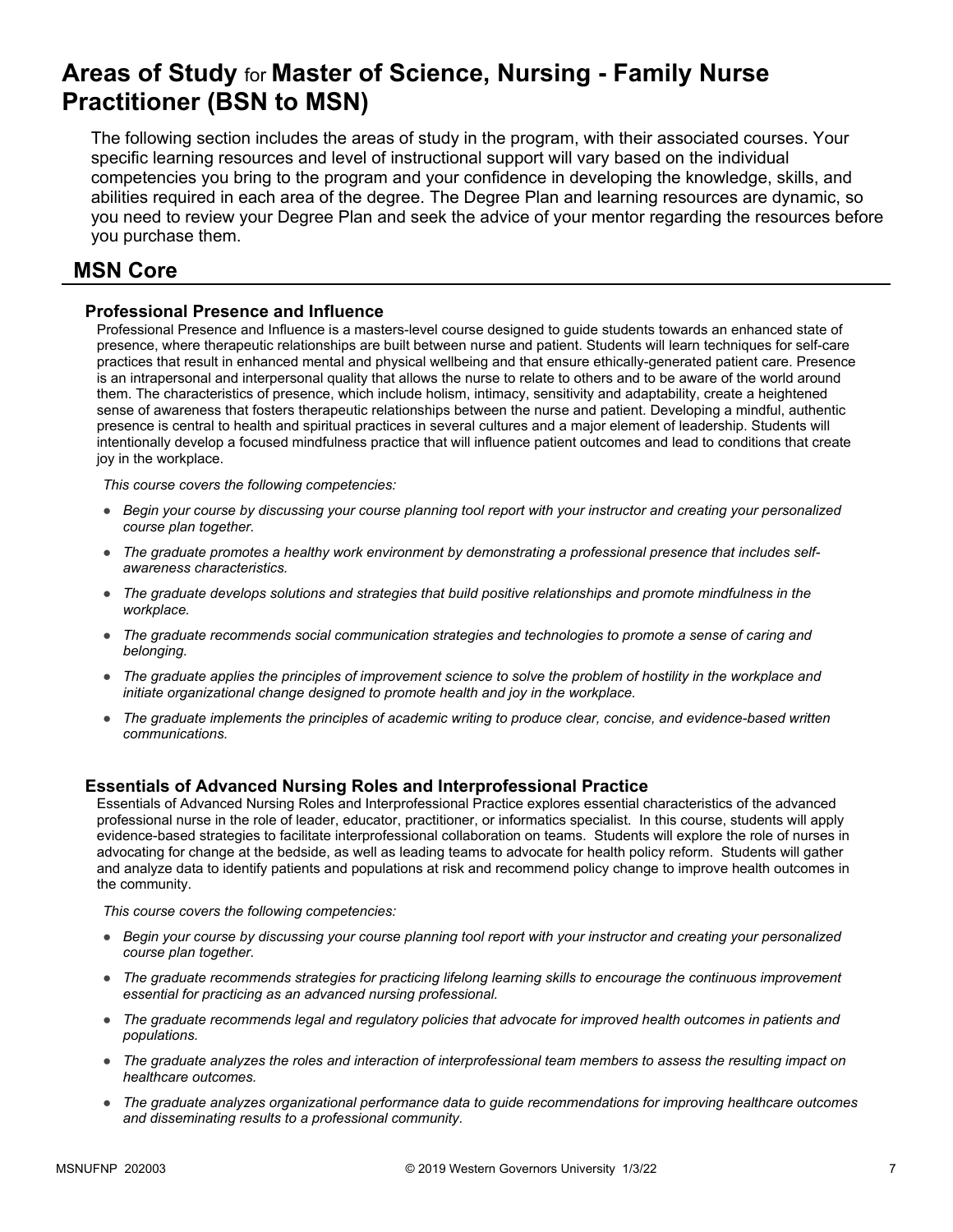# **Areas of Study** for **Master of Science, Nursing - Family Nurse Practitioner (BSN to MSN)**

The following section includes the areas of study in the program, with their associated courses. Your specific learning resources and level of instructional support will vary based on the individual competencies you bring to the program and your confidence in developing the knowledge, skills, and abilities required in each area of the degree. The Degree Plan and learning resources are dynamic, so you need to review your Degree Plan and seek the advice of your mentor regarding the resources before you purchase them.

## MSN Core

### Professional Presence and Influence

Professional Presence and Influence is a masters-level course designed to guide students towards an enhanced state of presence, where therapeutic relationships are built between nurse and patient. Students will learn techniques for self-care practices that result in enhanced mental and physical wellbeing and that ensure ethically-generated patient care. Presence is an intrapersonal and interpersonal quality that allows the nurse to relate to others and to be aware of the world around them. The characteristics of presence, which include holism, intimacy, sensitivity and adaptability, create a heightened sense of awareness that fosters therapeutic relationships between the nurse and patient. Developing a mindful, authentic presence is central to health and spiritual practices in several cultures and a major element of leadership. Students will intentionally develop a focused mindfulness practice that will influence patient outcomes and lead to conditions that create joy in the workplace.

*This course covers the following competencies:*

- *Begin your course by discussing your course planning tool report with your instructor and creating your personalized course plan together.*
- *The graduate promotes a healthy work environment by demonstrating a professional presence that includes self-awareness characteristics.*
- *The graduate develops solutions and strategies that build positive relationships and promote mindfulness in the workplace.*
- *The graduate recommends social communication strategies and technologies to promote a sense of caring and belonging.*
- *The graduate applies the principles of improvement science to solve the problem of hostility in the workplace and initiate organizational change designed to promote health and joy in the workplace.*
- *The graduate implements the principles of academic writing to produce clear, concise, and evidence-based written communications.*

### Essentials of Advanced Nursing Roles and Interprofessional Practice

Essentials of Advanced Nursing Roles and Interprofessional Practice explores essential characteristics of the advanced professional nurse in the role of leader, educator, practitioner, or informatics specialist. In this course, students will apply evidence-based strategies to facilitate interprofessional collaboration on teams. Students will explore the role of nurses in advocating for change at the bedside, as well as leading teams to advocate for health policy reform. Students will gather and analyze data to identify patients and populations at risk and recommend policy change to improve health outcomes in the community.

*This course covers the following competencies:*

- *Begin your course by discussing your course planning tool report with your instructor and creating your personalized course plan together.*
- *The graduate recommends strategies for practicing lifelong learning skills to encourage the continuous improvement essential for practicing as an advanced nursing professional.*
- *The graduate recommends legal and regulatory policies that advocate for improved health outcomes in patients and populations.*
- *The graduate analyzes the roles and interaction of interprofessional team members to assess the resulting impact on healthcare outcomes.*
- *The graduate analyzes organizational performance data to guide recommendations for improving healthcare outcomes and disseminating results to a professional community.*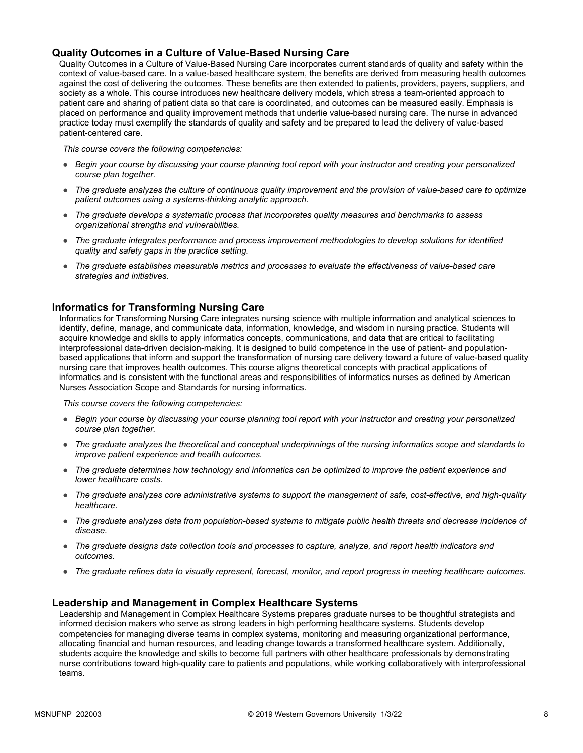## Quality Outcomes in a Culture of Value-Based Nursing Care

Quality Outcomes in a Culture of Value-Based Nursing Care incorporates current standards of quality and safety within the context of value-based care. In a value-based healthcare system, the benefits are derived from measuring health outcomes against the cost of delivering the outcomes. These benefits are then extended to patients, providers, payers, suppliers, and society as a whole. This course introduces new healthcare delivery models, which stress a team-oriented approach to patient care and sharing of patient data so that care is coordinated, and outcomes can be measured easily. Emphasis is placed on performance and quality improvement methods that underlie value-based nursing care. The nurse in advanced practice today must exemplify the standards of quality and safety and be prepared to lead the delivery of value-based patient-centered care.

*This course covers the following competencies:*

- *Begin your course by discussing your course planning tool report with your instructor and creating your personalized course plan together.*
- *The graduate analyzes the culture of continuous quality improvement and the provision of value-based care to optimize patient outcomes using a systems-thinking analytic approach.*
- *The graduate develops a systematic process that incorporates quality measures and benchmarks to assess organizational strengths and vulnerabilities.*
- *The graduate integrates performance and process improvement methodologies to develop solutions for identified quality and safety gaps in the practice setting.*
- *The graduate establishes measurable metrics and processes to evaluate the effectiveness of value-based care strategies and initiatives.*

## Informatics for Transforming Nursing Care

Informatics for Transforming Nursing Care integrates nursing science with multiple information and analytical sciences to identify, define, manage, and communicate data, information, knowledge, and wisdom in nursing practice. Students will acquire knowledge and skills to apply informatics concepts, communications, and data that are critical to facilitating interprofessional data-driven decision-making. It is designed to build competence in the use of patient- and population-based applications that inform and support the transformation of nursing care delivery toward a future of value-based quality nursing care that improves health outcomes. This course aligns theoretical concepts with practical applications of informatics and is consistent with the functional areas and responsibilities of informatics nurses as defined by American Nurses Association Scope and Standards for nursing informatics.

*This course covers the following competencies:*

- *Begin your course by discussing your course planning tool report with your instructor and creating your personalized course plan together.*
- *The graduate analyzes the theoretical and conceptual underpinnings of the nursing informatics scope and standards to improve patient experience and health outcomes.*
- *The graduate determines how technology and informatics can be optimized to improve the patient experience and lower healthcare costs.*
- *The graduate analyzes core administrative systems to support the management of safe, cost-effective, and high-quality healthcare.*
- *The graduate analyzes data from population-based systems to mitigate public health threats and decrease incidence of disease.*
- *The graduate designs data collection tools and processes to capture, analyze, and report health indicators and outcomes.*
- *The graduate refines data to visually represent, forecast, monitor, and report progress in meeting healthcare outcomes.*

## Leadership and Management in Complex Healthcare Systems

Leadership and Management in Complex Healthcare Systems prepares graduate nurses to be thoughtful strategists and informed decision makers who serve as strong leaders in high performing healthcare systems. Students develop competencies for managing diverse teams in complex systems, monitoring and measuring organizational performance, allocating financial and human resources, and leading change towards a transformed healthcare system. Additionally, students acquire the knowledge and skills to become full partners with other healthcare professionals by demonstrating nurse contributions toward high-quality care to patients and populations, while working collaboratively with interprofessional teams.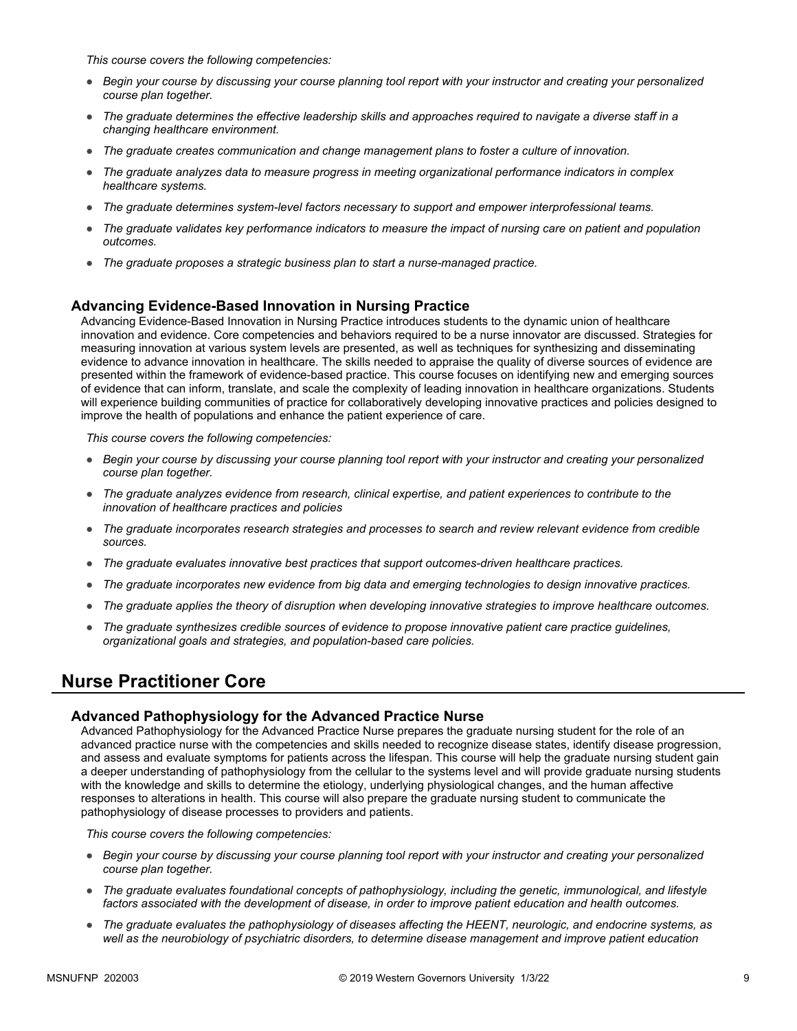*This course covers the following competencies:*

- *Begin your course by discussing your course planning tool report with your instructor and creating your personalized course plan together.*
- *The graduate determines the effective leadership skills and approaches required to navigate a diverse staff in a changing healthcare environment.*
- *The graduate creates communication and change management plans to foster a culture of innovation.*
- *The graduate analyzes data to measure progress in meeting organizational performance indicators in complex healthcare systems.*
- *The graduate determines system-level factors necessary to support and empower interprofessional teams.*
- *The graduate validates key performance indicators to measure the impact of nursing care on patient and population outcomes.*
- *The graduate proposes a strategic business plan to start a nurse-managed practice.*

### Advancing Evidence-Based Innovation in Nursing Practice

Advancing Evidence-Based Innovation in Nursing Practice introduces students to the dynamic union of healthcare innovation and evidence. Core competencies and behaviors required to be a nurse innovator are discussed. Strategies for measuring innovation at various system levels are presented, as well as techniques for synthesizing and disseminating evidence to advance innovation in healthcare. The skills needed to appraise the quality of diverse sources of evidence are presented within the framework of evidence-based practice. This course focuses on identifying new and emerging sources of evidence that can inform, translate, and scale the complexity of leading innovation in healthcare organizations. Students will experience building communities of practice for collaboratively developing innovative practices and policies designed to improve the health of populations and enhance the patient experience of care.

*This course covers the following competencies:*

- *Begin your course by discussing your course planning tool report with your instructor and creating your personalized course plan together.*
- *The graduate analyzes evidence from research, clinical expertise, and patient experiences to contribute to the innovation of healthcare practices and policies*
- *The graduate incorporates research strategies and processes to search and review relevant evidence from credible sources.*
- *The graduate evaluates innovative best practices that support outcomes-driven healthcare practices.*
- *The graduate incorporates new evidence from big data and emerging technologies to design innovative practices.*
- *The graduate applies the theory of disruption when developing innovative strategies to improve healthcare outcomes.*
- *The graduate synthesizes credible sources of evidence to propose innovative patient care practice guidelines, organizational goals and strategies, and population-based care policies.*

## Nurse Practitioner Core

### Advanced Pathophysiology for the Advanced Practice Nurse

Advanced Pathophysiology for the Advanced Practice Nurse prepares the graduate nursing student for the role of an advanced practice nurse with the competencies and skills needed to recognize disease states, identify disease progression, and assess and evaluate symptoms for patients across the lifespan. This course will help the graduate nursing student gain a deeper understanding of pathophysiology from the cellular to the systems level and will provide graduate nursing students with the knowledge and skills to determine the etiology, underlying physiological changes, and the human affective responses to alterations in health. This course will also prepare the graduate nursing student to communicate the pathophysiology of disease processes to providers and patients.

*This course covers the following competencies:*

- *Begin your course by discussing your course planning tool report with your instructor and creating your personalized course plan together.*
- *The graduate evaluates foundational concepts of pathophysiology, including the genetic, immunological, and lifestyle factors associated with the development of disease, in order to improve patient education and health outcomes.*
- *The graduate evaluates the pathophysiology of diseases affecting the HEENT, neurologic, and endocrine systems, as well as the neurobiology of psychiatric disorders, to determine disease management and improve patient education*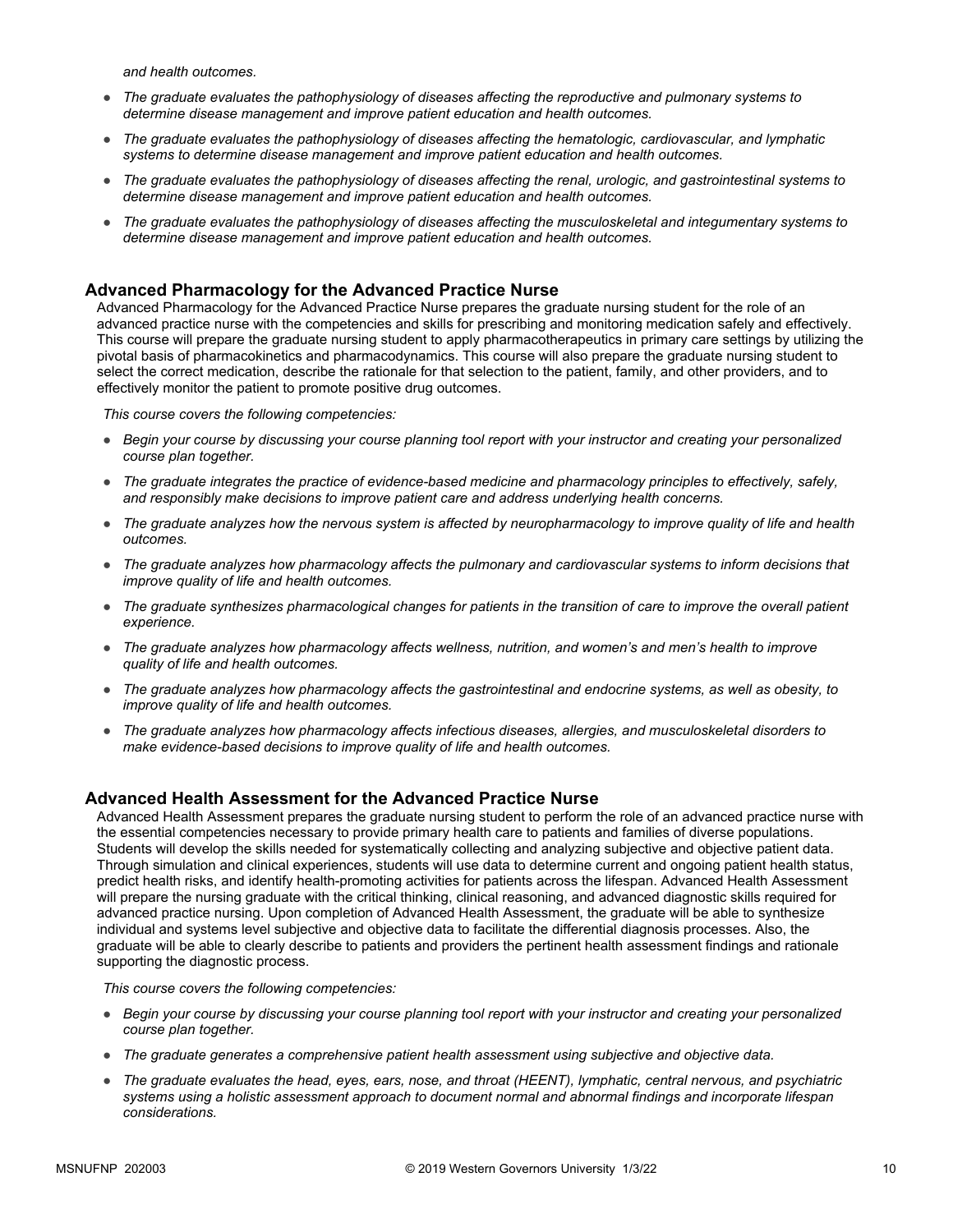*and health outcomes.*

- *The graduate evaluates the pathophysiology of diseases affecting the reproductive and pulmonary systems to determine disease management and improve patient education and health outcomes.*
- *The graduate evaluates the pathophysiology of diseases affecting the hematologic, cardiovascular, and lymphatic systems to determine disease management and improve patient education and health outcomes.*
- *The graduate evaluates the pathophysiology of diseases affecting the renal, urologic, and gastrointestinal systems to determine disease management and improve patient education and health outcomes.*
- *The graduate evaluates the pathophysiology of diseases affecting the musculoskeletal and integumentary systems to determine disease management and improve patient education and health outcomes.*

## Advanced Pharmacology for the Advanced Practice Nurse

Advanced Pharmacology for the Advanced Practice Nurse prepares the graduate nursing student for the role of an advanced practice nurse with the competencies and skills for prescribing and monitoring medication safely and effectively. This course will prepare the graduate nursing student to apply pharmacotherapeutics in primary care settings by utilizing the pivotal basis of pharmacokinetics and pharmacodynamics. This course will also prepare the graduate nursing student to select the correct medication, describe the rationale for that selection to the patient, family, and other providers, and to effectively monitor the patient to promote positive drug outcomes.

*This course covers the following competencies:*

- *Begin your course by discussing your course planning tool report with your instructor and creating your personalized course plan together.*
- *The graduate integrates the practice of evidence-based medicine and pharmacology principles to effectively, safely, and responsibly make decisions to improve patient care and address underlying health concerns.*
- *The graduate analyzes how the nervous system is affected by neuropharmacology to improve quality of life and health outcomes.*
- *The graduate analyzes how pharmacology affects the pulmonary and cardiovascular systems to inform decisions that improve quality of life and health outcomes.*
- *The graduate synthesizes pharmacological changes for patients in the transition of care to improve the overall patient experience.*
- *The graduate analyzes how pharmacology affects wellness, nutrition, and women's and men's health to improve quality of life and health outcomes.*
- *The graduate analyzes how pharmacology affects the gastrointestinal and endocrine systems, as well as obesity, to improve quality of life and health outcomes.*
- *The graduate analyzes how pharmacology affects infectious diseases, allergies, and musculoskeletal disorders to make evidence-based decisions to improve quality of life and health outcomes.*

## Advanced Health Assessment for the Advanced Practice Nurse

Advanced Health Assessment prepares the graduate nursing student to perform the role of an advanced practice nurse with the essential competencies necessary to provide primary health care to patients and families of diverse populations. Students will develop the skills needed for systematically collecting and analyzing subjective and objective patient data. Through simulation and clinical experiences, students will use data to determine current and ongoing patient health status, predict health risks, and identify health-promoting activities for patients across the lifespan. Advanced Health Assessment will prepare the nursing graduate with the critical thinking, clinical reasoning, and advanced diagnostic skills required for advanced practice nursing. Upon completion of Advanced Health Assessment, the graduate will be able to synthesize individual and systems level subjective and objective data to facilitate the differential diagnosis processes. Also, the graduate will be able to clearly describe to patients and providers the pertinent health assessment findings and rationale supporting the diagnostic process.

*This course covers the following competencies:*

- *Begin your course by discussing your course planning tool report with your instructor and creating your personalized course plan together.*
- *The graduate generates a comprehensive patient health assessment using subjective and objective data.*
- *The graduate evaluates the head, eyes, ears, nose, and throat (HEENT), lymphatic, central nervous, and psychiatric systems using a holistic assessment approach to document normal and abnormal findings and incorporate lifespan considerations.*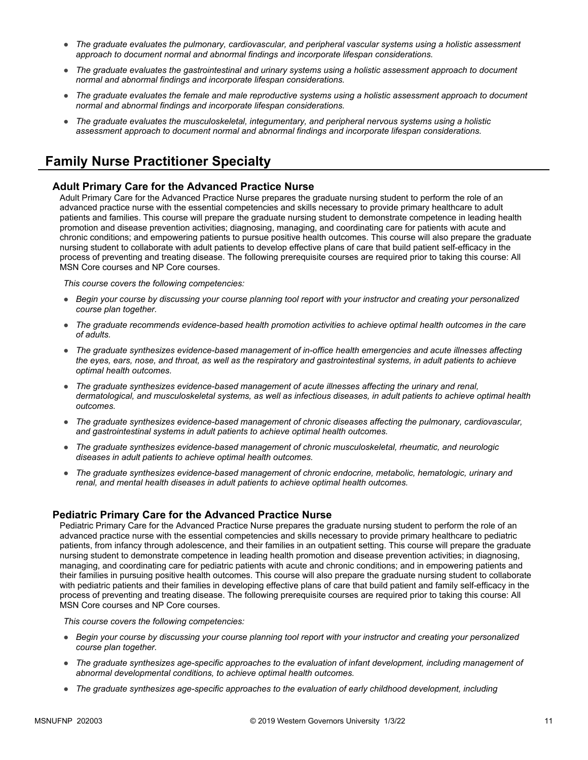- *The graduate evaluates the pulmonary, cardiovascular, and peripheral vascular systems using a holistic assessment approach to document normal and abnormal findings and incorporate lifespan considerations.*
- *The graduate evaluates the gastrointestinal and urinary systems using a holistic assessment approach to document normal and abnormal findings and incorporate lifespan considerations.*
- *The graduate evaluates the female and male reproductive systems using a holistic assessment approach to document normal and abnormal findings and incorporate lifespan considerations.*
- *The graduate evaluates the musculoskeletal, integumentary, and peripheral nervous systems using a holistic assessment approach to document normal and abnormal findings and incorporate lifespan considerations.*

## Family Nurse Practitioner Specialty

### Adult Primary Care for the Advanced Practice Nurse

Adult Primary Care for the Advanced Practice Nurse prepares the graduate nursing student to perform the role of an advanced practice nurse with the essential competencies and skills necessary to provide primary healthcare to adult patients and families. This course will prepare the graduate nursing student to demonstrate competence in leading health promotion and disease prevention activities; diagnosing, managing, and coordinating care for patients with acute and chronic conditions; and empowering patients to pursue positive health outcomes. This course will also prepare the graduate nursing student to collaborate with adult patients to develop effective plans of care that build patient self-efficacy in the process of preventing and treating disease. The following prerequisite courses are required prior to taking this course: All MSN Core courses and NP Core courses.

*This course covers the following competencies:*

- *Begin your course by discussing your course planning tool report with your instructor and creating your personalized course plan together.*
- *The graduate recommends evidence-based health promotion activities to achieve optimal health outcomes in the care of adults.*
- *The graduate synthesizes evidence-based management of in-office health emergencies and acute illnesses affecting the eyes, ears, nose, and throat, as well as the respiratory and gastrointestinal systems, in adult patients to achieve optimal health outcomes.*
- *The graduate synthesizes evidence-based management of acute illnesses affecting the urinary and renal, dermatological, and musculoskeletal systems, as well as infectious diseases, in adult patients to achieve optimal health outcomes.*
- *The graduate synthesizes evidence-based management of chronic diseases affecting the pulmonary, cardiovascular, and gastrointestinal systems in adult patients to achieve optimal health outcomes.*
- *The graduate synthesizes evidence-based management of chronic musculoskeletal, rheumatic, and neurologic diseases in adult patients to achieve optimal health outcomes.*
- *The graduate synthesizes evidence-based management of chronic endocrine, metabolic, hematologic, urinary and renal, and mental health diseases in adult patients to achieve optimal health outcomes.*

### Pediatric Primary Care for the Advanced Practice Nurse

Pediatric Primary Care for the Advanced Practice Nurse prepares the graduate nursing student to perform the role of an advanced practice nurse with the essential competencies and skills necessary to provide primary healthcare to pediatric patients, from infancy through adolescence, and their families in an outpatient setting. This course will prepare the graduate nursing student to demonstrate competence in leading health promotion and disease prevention activities; in diagnosing, managing, and coordinating care for pediatric patients with acute and chronic conditions; and in empowering patients and their families in pursuing positive health outcomes. This course will also prepare the graduate nursing student to collaborate with pediatric patients and their families in developing effective plans of care that build patient and family self-efficacy in the process of preventing and treating disease. The following prerequisite courses are required prior to taking this course: All MSN Core courses and NP Core courses.

*This course covers the following competencies:*

- *Begin your course by discussing your course planning tool report with your instructor and creating your personalized course plan together.*
- *The graduate synthesizes age-specific approaches to the evaluation of infant development, including management of abnormal developmental conditions, to achieve optimal health outcomes.*
- *The graduate synthesizes age-specific approaches to the evaluation of early childhood development, including*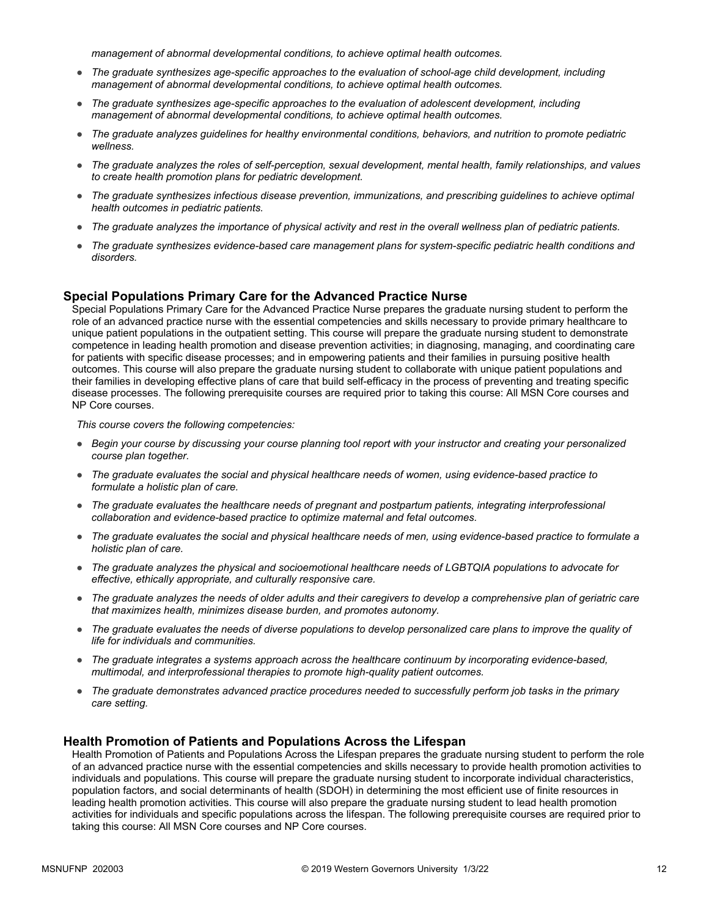*management of abnormal developmental conditions, to achieve optimal health outcomes.*

- *The graduate synthesizes age-specific approaches to the evaluation of school-age child development, including management of abnormal developmental conditions, to achieve optimal health outcomes.*
- *The graduate synthesizes age-specific approaches to the evaluation of adolescent development, including management of abnormal developmental conditions, to achieve optimal health outcomes.*
- *The graduate analyzes guidelines for healthy environmental conditions, behaviors, and nutrition to promote pediatric wellness.*
- *The graduate analyzes the roles of self-perception, sexual development, mental health, family relationships, and values to create health promotion plans for pediatric development.*
- *The graduate synthesizes infectious disease prevention, immunizations, and prescribing guidelines to achieve optimal health outcomes in pediatric patients.*
- *The graduate analyzes the importance of physical activity and rest in the overall wellness plan of pediatric patients.*
- *The graduate synthesizes evidence-based care management plans for system-specific pediatric health conditions and disorders.*

### Special Populations Primary Care for the Advanced Practice Nurse

Special Populations Primary Care for the Advanced Practice Nurse prepares the graduate nursing student to perform the role of an advanced practice nurse with the essential competencies and skills necessary to provide primary healthcare to unique patient populations in the outpatient setting. This course will prepare the graduate nursing student to demonstrate competence in leading health promotion and disease prevention activities; in diagnosing, managing, and coordinating care for patients with specific disease processes; and in empowering patients and their families in pursuing positive health outcomes. This course will also prepare the graduate nursing student to collaborate with unique patient populations and their families in developing effective plans of care that build self-efficacy in the process of preventing and treating specific disease processes. The following prerequisite courses are required prior to taking this course: All MSN Core courses and NP Core courses.

*This course covers the following competencies:*

- *Begin your course by discussing your course planning tool report with your instructor and creating your personalized course plan together.*
- *The graduate evaluates the social and physical healthcare needs of women, using evidence-based practice to formulate a holistic plan of care.*
- *The graduate evaluates the healthcare needs of pregnant and postpartum patients, integrating interprofessional collaboration and evidence-based practice to optimize maternal and fetal outcomes.*
- *The graduate evaluates the social and physical healthcare needs of men, using evidence-based practice to formulate a holistic plan of care.*
- *The graduate analyzes the physical and socioemotional healthcare needs of LGBTQIA populations to advocate for effective, ethically appropriate, and culturally responsive care.*
- *The graduate analyzes the needs of older adults and their caregivers to develop a comprehensive plan of geriatric care that maximizes health, minimizes disease burden, and promotes autonomy.*
- *The graduate evaluates the needs of diverse populations to develop personalized care plans to improve the quality of life for individuals and communities.*
- *The graduate integrates a systems approach across the healthcare continuum by incorporating evidence-based, multimodal, and interprofessional therapies to promote high-quality patient outcomes.*
- *The graduate demonstrates advanced practice procedures needed to successfully perform job tasks in the primary care setting.*

### Health Promotion of Patients and Populations Across the Lifespan

Health Promotion of Patients and Populations Across the Lifespan prepares the graduate nursing student to perform the role of an advanced practice nurse with the essential competencies and skills necessary to provide health promotion activities to individuals and populations. This course will prepare the graduate nursing student to incorporate individual characteristics, population factors, and social determinants of health (SDOH) in determining the most efficient use of finite resources in leading health promotion activities. This course will also prepare the graduate nursing student to lead health promotion activities for individuals and specific populations across the lifespan. The following prerequisite courses are required prior to taking this course: All MSN Core courses and NP Core courses.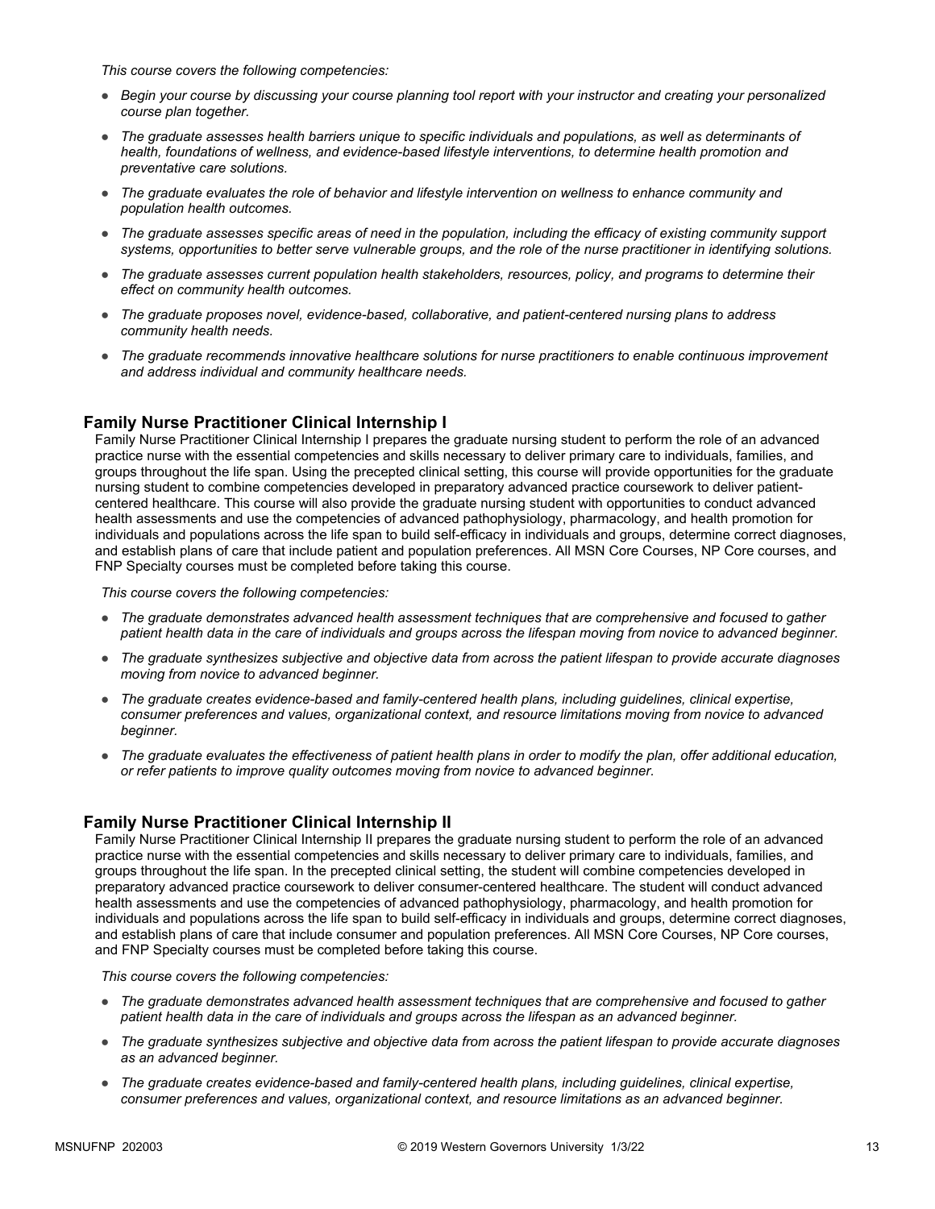*This course covers the following competencies:*

- *Begin your course by discussing your course planning tool report with your instructor and creating your personalized course plan together.*
- *The graduate assesses health barriers unique to specific individuals and populations, as well as determinants of health, foundations of wellness, and evidence-based lifestyle interventions, to determine health promotion and preventative care solutions.*
- *The graduate evaluates the role of behavior and lifestyle intervention on wellness to enhance community and population health outcomes.*
- *The graduate assesses specific areas of need in the population, including the efficacy of existing community support systems, opportunities to better serve vulnerable groups, and the role of the nurse practitioner in identifying solutions.*
- *The graduate assesses current population health stakeholders, resources, policy, and programs to determine their effect on community health outcomes.*
- *The graduate proposes novel, evidence-based, collaborative, and patient-centered nursing plans to address community health needs.*
- *The graduate recommends innovative healthcare solutions for nurse practitioners to enable continuous improvement and address individual and community healthcare needs.*

### Family Nurse Practitioner Clinical Internship I

Family Nurse Practitioner Clinical Internship I prepares the graduate nursing student to perform the role of an advanced practice nurse with the essential competencies and skills necessary to deliver primary care to individuals, families, and groups throughout the life span. Using the precepted clinical setting, this course will provide opportunities for the graduate nursing student to combine competencies developed in preparatory advanced practice coursework to deliver patient-centered healthcare. This course will also provide the graduate nursing student with opportunities to conduct advanced health assessments and use the competencies of advanced pathophysiology, pharmacology, and health promotion for individuals and populations across the life span to build self-efficacy in individuals and groups, determine correct diagnoses, and establish plans of care that include patient and population preferences. All MSN Core Courses, NP Core courses, and FNP Specialty courses must be completed before taking this course.

*This course covers the following competencies:*

- *The graduate demonstrates advanced health assessment techniques that are comprehensive and focused to gather patient health data in the care of individuals and groups across the lifespan moving from novice to advanced beginner.*
- *The graduate synthesizes subjective and objective data from across the patient lifespan to provide accurate diagnoses moving from novice to advanced beginner.*
- *The graduate creates evidence-based and family-centered health plans, including guidelines, clinical expertise, consumer preferences and values, organizational context, and resource limitations moving from novice to advanced beginner.*
- *The graduate evaluates the effectiveness of patient health plans in order to modify the plan, offer additional education, or refer patients to improve quality outcomes moving from novice to advanced beginner.*

### Family Nurse Practitioner Clinical Internship II

Family Nurse Practitioner Clinical Internship II prepares the graduate nursing student to perform the role of an advanced practice nurse with the essential competencies and skills necessary to deliver primary care to individuals, families, and groups throughout the life span. In the precepted clinical setting, the student will combine competencies developed in preparatory advanced practice coursework to deliver consumer-centered healthcare. The student will conduct advanced health assessments and use the competencies of advanced pathophysiology, pharmacology, and health promotion for individuals and populations across the life span to build self-efficacy in individuals and groups, determine correct diagnoses, and establish plans of care that include consumer and population preferences. All MSN Core Courses, NP Core courses, and FNP Specialty courses must be completed before taking this course.

*This course covers the following competencies:*

- *The graduate demonstrates advanced health assessment techniques that are comprehensive and focused to gather patient health data in the care of individuals and groups across the lifespan as an advanced beginner.*
- *The graduate synthesizes subjective and objective data from across the patient lifespan to provide accurate diagnoses as an advanced beginner.*
- *The graduate creates evidence-based and family-centered health plans, including guidelines, clinical expertise, consumer preferences and values, organizational context, and resource limitations as an advanced beginner.*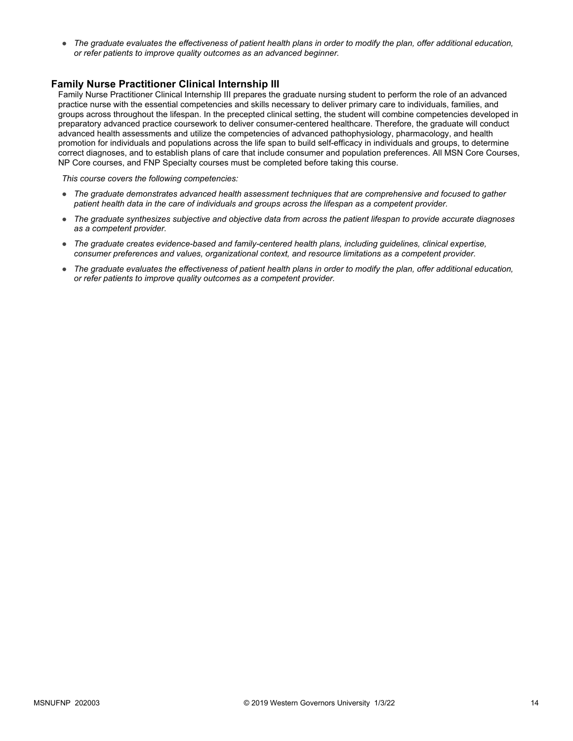- *The graduate evaluates the effectiveness of patient health plans in order to modify the plan, offer additional education, or refer patients to improve quality outcomes as an advanced beginner.*

### Family Nurse Practitioner Clinical Internship III

Family Nurse Practitioner Clinical Internship III prepares the graduate nursing student to perform the role of an advanced practice nurse with the essential competencies and skills necessary to deliver primary care to individuals, families, and groups across throughout the lifespan. In the precepted clinical setting, the student will combine competencies developed in preparatory advanced practice coursework to deliver consumer-centered healthcare. Therefore, the graduate will conduct advanced health assessments and utilize the competencies of advanced pathophysiology, pharmacology, and health promotion for individuals and populations across the life span to build self-efficacy in individuals and groups, to determine correct diagnoses, and to establish plans of care that include consumer and population preferences. All MSN Core Courses, NP Core courses, and FNP Specialty courses must be completed before taking this course.

*This course covers the following competencies:*

- *The graduate demonstrates advanced health assessment techniques that are comprehensive and focused to gather patient health data in the care of individuals and groups across the lifespan as a competent provider.*
- *The graduate synthesizes subjective and objective data from across the patient lifespan to provide accurate diagnoses as a competent provider.*
- *The graduate creates evidence-based and family-centered health plans, including guidelines, clinical expertise, consumer preferences and values, organizational context, and resource limitations as a competent provider.*
- *The graduate evaluates the effectiveness of patient health plans in order to modify the plan, offer additional education, or refer patients to improve quality outcomes as a competent provider.*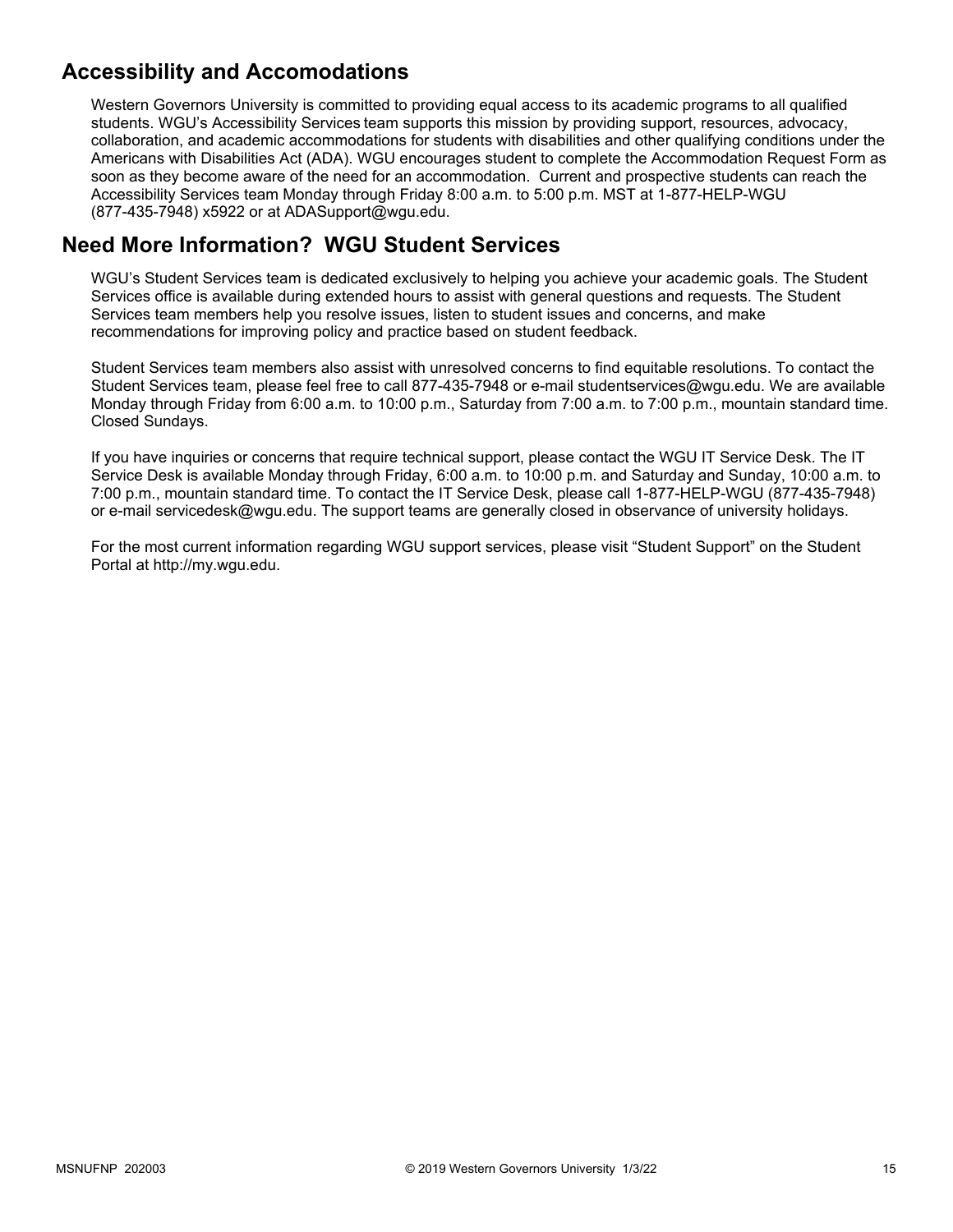## Accessibility and Accomodations

Western Governors University is committed to providing equal access to its academic programs to all qualified students. WGU's Accessibility Services team supports this mission by providing support, resources, advocacy, collaboration, and academic accommodations for students with disabilities and other qualifying conditions under the Americans with Disabilities Act (ADA). WGU encourages student to complete the Accommodation Request Form as soon as they become aware of the need for an accommodation. Current and prospective students can reach the Accessibility Services team Monday through Friday 8:00 a.m. to 5:00 p.m. MST at 1-877-HELP-WGU (877-435-7948) x5922 or at ADASupport@wgu.edu.

## Need More Information? WGU Student Services

WGU's Student Services team is dedicated exclusively to helping you achieve your academic goals. The Student Services office is available during extended hours to assist with general questions and requests. The Student Services team members help you resolve issues, listen to student issues and concerns, and make recommendations for improving policy and practice based on student feedback.

Student Services team members also assist with unresolved concerns to find equitable resolutions. To contact the Student Services team, please feel free to call 877-435-7948 or e-mail studentservices@wgu.edu. We are available Monday through Friday from 6:00 a.m. to 10:00 p.m., Saturday from 7:00 a.m. to 7:00 p.m., mountain standard time. Closed Sundays.

If you have inquiries or concerns that require technical support, please contact the WGU IT Service Desk. The IT Service Desk is available Monday through Friday, 6:00 a.m. to 10:00 p.m. and Saturday and Sunday, 10:00 a.m. to 7:00 p.m., mountain standard time. To contact the IT Service Desk, please call 1-877-HELP-WGU (877-435-7948) or e-mail servicedesk@wgu.edu. The support teams are generally closed in observance of university holidays.

For the most current information regarding WGU support services, please visit "Student Support" on the Student Portal at http://my.wgu.edu.